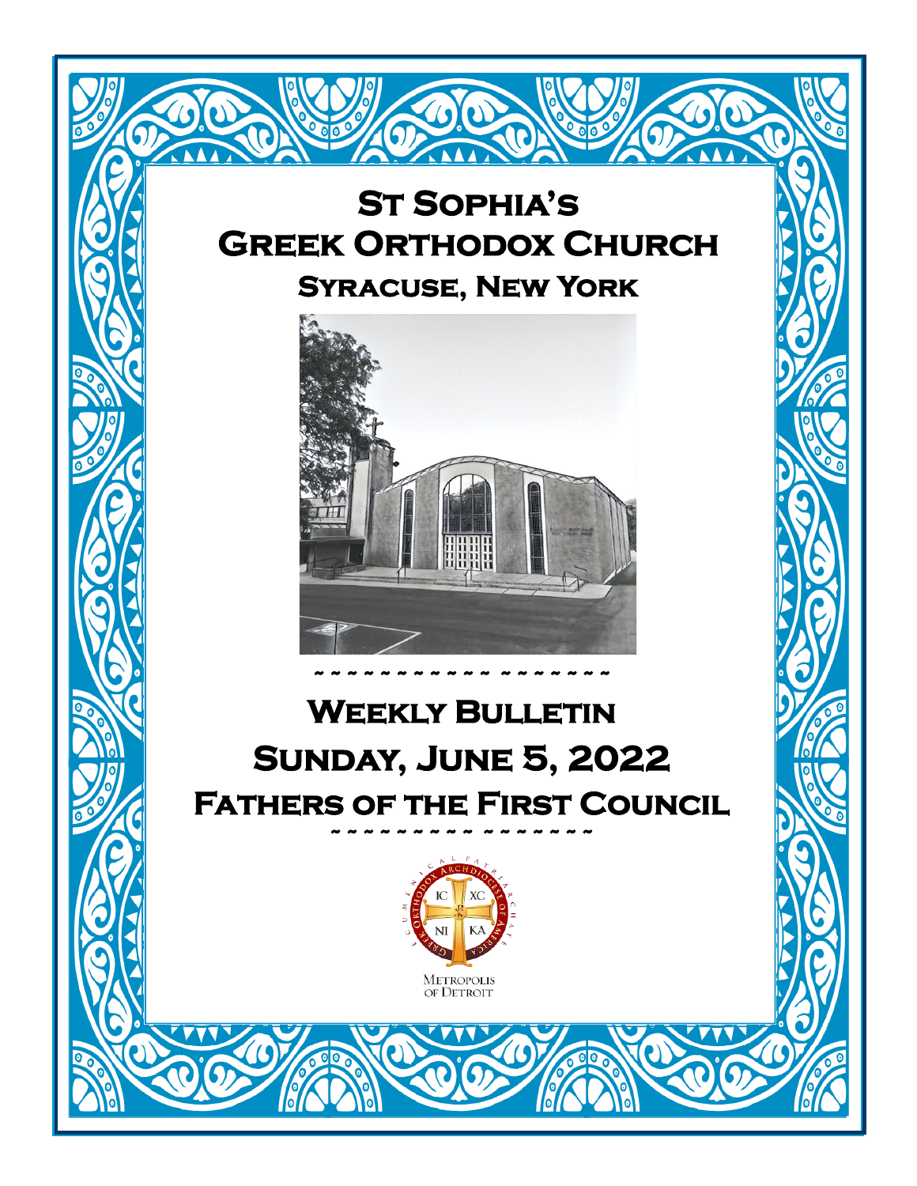# St Sophia's Greek Orthodox Church

## Syracuse, New York

~ ~ ~ ~ ~ ~ ~ ~ ~ ~ ~ ~ ~ ~ ~ ~ ~ ~ ~

# Weekly Bulletin

# Sunday, June 5, 2022

# Fathers of the First Council

~ ~ ~ ~ ~ ~ ~ ~ ~ ~ ~ ~ ~ ~ ~ ~ ~

Metropolis of Detroit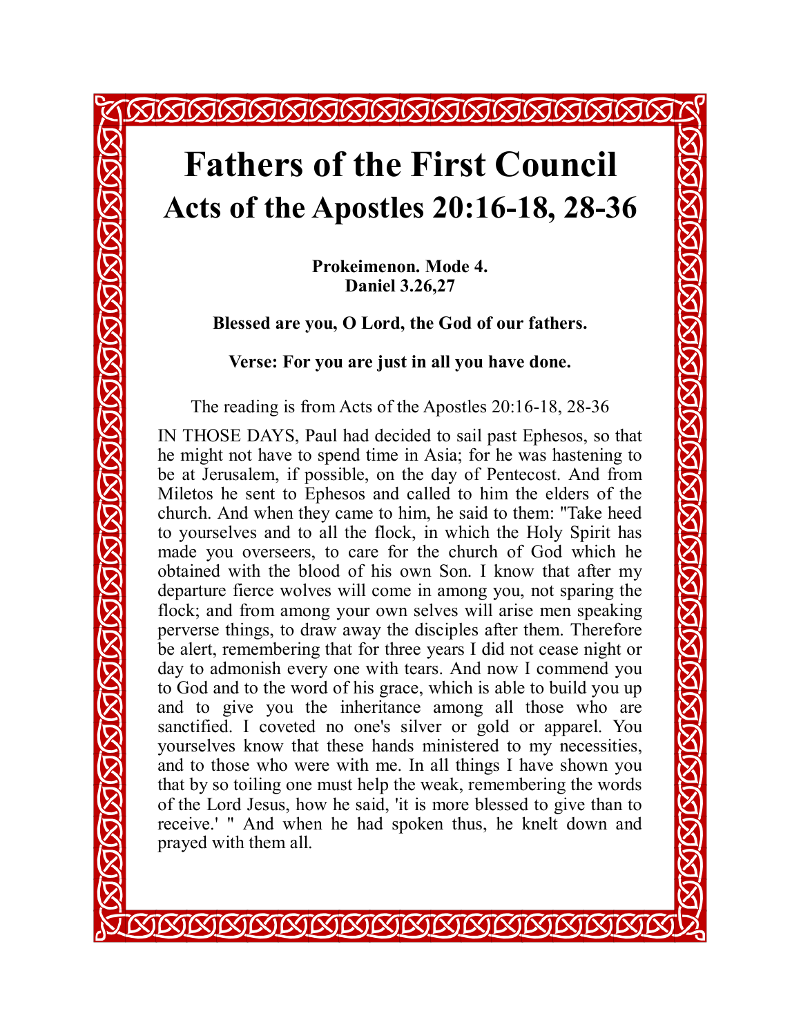# Fathers of the First Council

## Acts of the Apostles 20:16-18, 28-36

**Prokeimenon. Mode 4.**
**Daniel 3.26,27**

**Blessed are you, O Lord, the God of our fathers.**

**Verse: For you are just in all you have done.**

The reading is from Acts of the Apostles 20:16-18, 28-36

IN THOSE DAYS, Paul had decided to sail past Ephesos, so that he might not have to spend time in Asia; for he was hastening to be at Jerusalem, if possible, on the day of Pentecost. And from Miletos he sent to Ephesos and called to him the elders of the church. And when they came to him, he said to them: "Take heed to yourselves and to all the flock, in which the Holy Spirit has made you overseers, to care for the church of God which he obtained with the blood of his own Son. I know that after my departure fierce wolves will come in among you, not sparing the flock; and from among your own selves will arise men speaking perverse things, to draw away the disciples after them. Therefore be alert, remembering that for three years I did not cease night or day to admonish every one with tears. And now I commend you to God and to the word of his grace, which is able to build you up and to give you the inheritance among all those who are sanctified. I coveted no one's silver or gold or apparel. You yourselves know that these hands ministered to my necessities, and to those who were with me. In all things I have shown you that by so toiling one must help the weak, remembering the words of the Lord Jesus, how he said, 'it is more blessed to give than to receive.' " And when he had spoken thus, he knelt down and prayed with them all.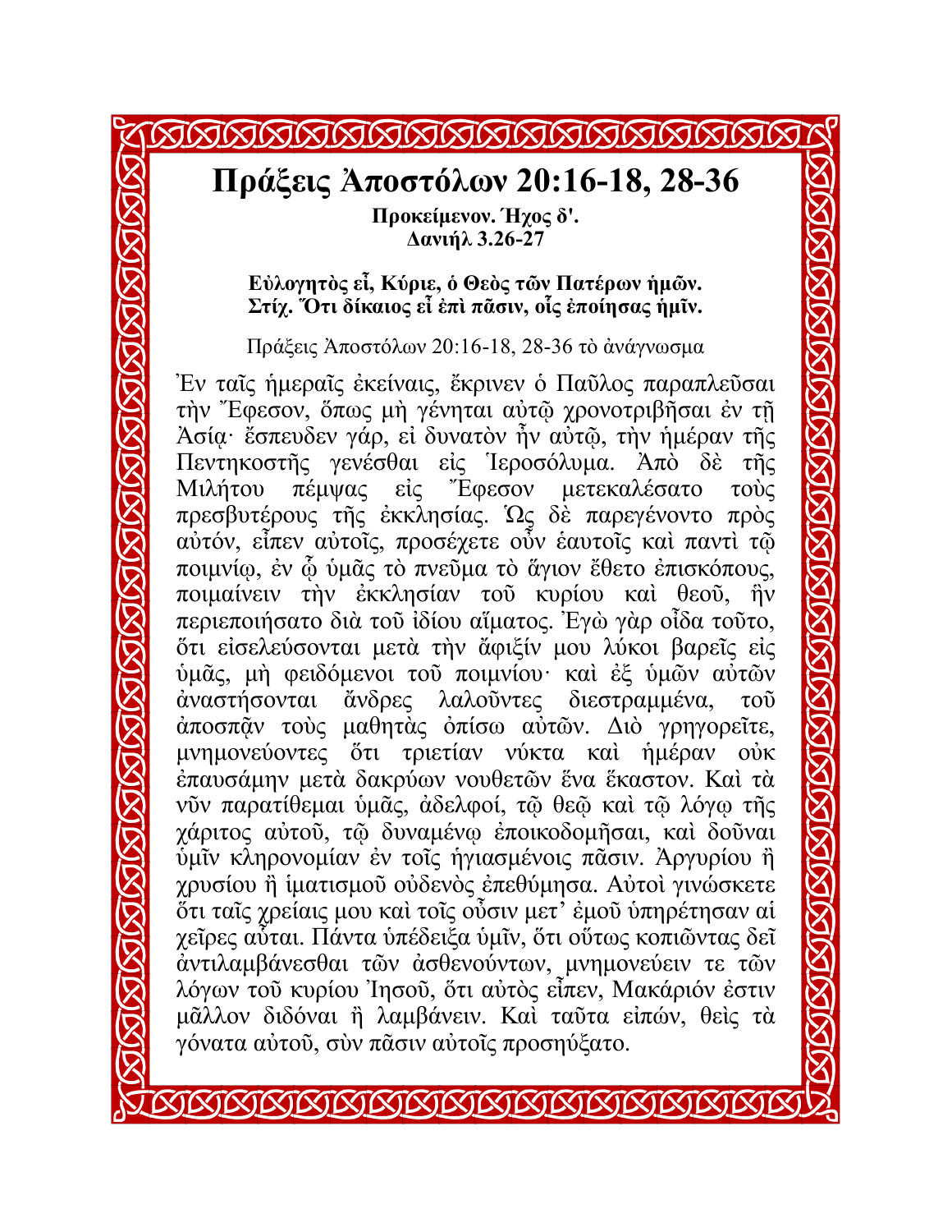# Πράξεις Ἀποστόλων 20:16-18, 28-36

**Προκείμενον. Ἦχος δ'.**
**Δανιήλ 3.26-27**

**Εὐλογητὸς εἶ, Κύριε, ὁ Θεὸς τῶν Πατέρων ἡμῶν.**
**Στίχ. Ὅτι δίκαιος εἶ ἐπὶ πᾶσιν, οἷς ἐποίησας ἡμῖν.**

Πράξεις Ἀποστόλων 20:16-18, 28-36 τὸ ἀνάγνωσμα

Ἐν ταῖς ἡμεραῖς ἐκείναις, ἔκρινεν ὁ Παῦλος παραπλεῦσαι τὴν Ἔφεσον, ὅπως μὴ γένηται αὐτῷ χρονοτριβῆσαι ἐν τῇ Ἀσίᾳ· ἔσπευδεν γάρ, εἰ δυνατὸν ἦν αὐτῷ, τὴν ἡμέραν τῆς Πεντηκοστῆς γενέσθαι εἰς Ἱεροσόλυμα. Ἀπὸ δὲ τῆς Μιλήτου πέμψας εἰς Ἔφεσον μετεκαλέσατο τοὺς πρεσβυτέρους τῆς ἐκκλησίας. Ὡς δὲ παρεγένοντο πρὸς αὐτόν, εἶπεν αὐτοῖς, προσέχετε οὖν ἑαυτοῖς καὶ παντὶ τῷ ποιμνίῳ, ἐν ᾧ ὑμᾶς τὸ πνεῦμα τὸ ἅγιον ἔθετο ἐπισκόπους, ποιμαίνειν τὴν ἐκκλησίαν τοῦ κυρίου καὶ θεοῦ, ἣν περιεποιήσατο διὰ τοῦ ἰδίου αἵματος. Ἐγὼ γὰρ οἶδα τοῦτο, ὅτι εἰσελεύσονται μετὰ τὴν ἄφιξίν μου λύκοι βαρεῖς εἰς ὑμᾶς, μὴ φειδόμενοι τοῦ ποιμνίου· καὶ ἐξ ὑμῶν αὐτῶν ἀναστήσονται ἄνδρες λαλοῦντες διεστραμμένα, τοῦ ἀποσπᾶν τοὺς μαθητὰς ὀπίσω αὐτῶν. Διὸ γρηγορεῖτε, μνημονεύοντες ὅτι τριετίαν νύκτα καὶ ἡμέραν οὐκ ἐπαυσάμην μετὰ δακρύων νουθετῶν ἕνα ἕκαστον. Καὶ τὰ νῦν παρατίθεμαι ὑμᾶς, ἀδελφοί, τῷ θεῷ καὶ τῷ λόγῳ τῆς χάριτος αὐτοῦ, τῷ δυναμένῳ ἐποικοδομῆσαι, καὶ δοῦναι ὑμῖν κληρονομίαν ἐν τοῖς ἡγιασμένοις πᾶσιν. Ἀργυρίου ἢ χρυσίου ἢ ἱματισμοῦ οὐδενὸς ἐπεθύμησα. Αὐτοὶ γινώσκετε ὅτι ταῖς χρείαις μου καὶ τοῖς οὖσιν μετ' ἐμοῦ ὑπηρέτησαν αἱ χεῖρες αὗται. Πάντα ὑπέδειξα ὑμῖν, ὅτι οὕτως κοπιῶντας δεῖ ἀντιλαμβάνεσθαι τῶν ἀσθενούντων, μνημονεύειν τε τῶν λόγων τοῦ κυρίου Ἰησοῦ, ὅτι αὐτὸς εἶπεν, Μακάριόν ἐστιν μᾶλλον διδόναι ἢ λαμβάνειν. Καὶ ταῦτα εἰπών, θεὶς τὰ γόνατα αὐτοῦ, σὺν πᾶσιν αὐτοῖς προσηύξατο.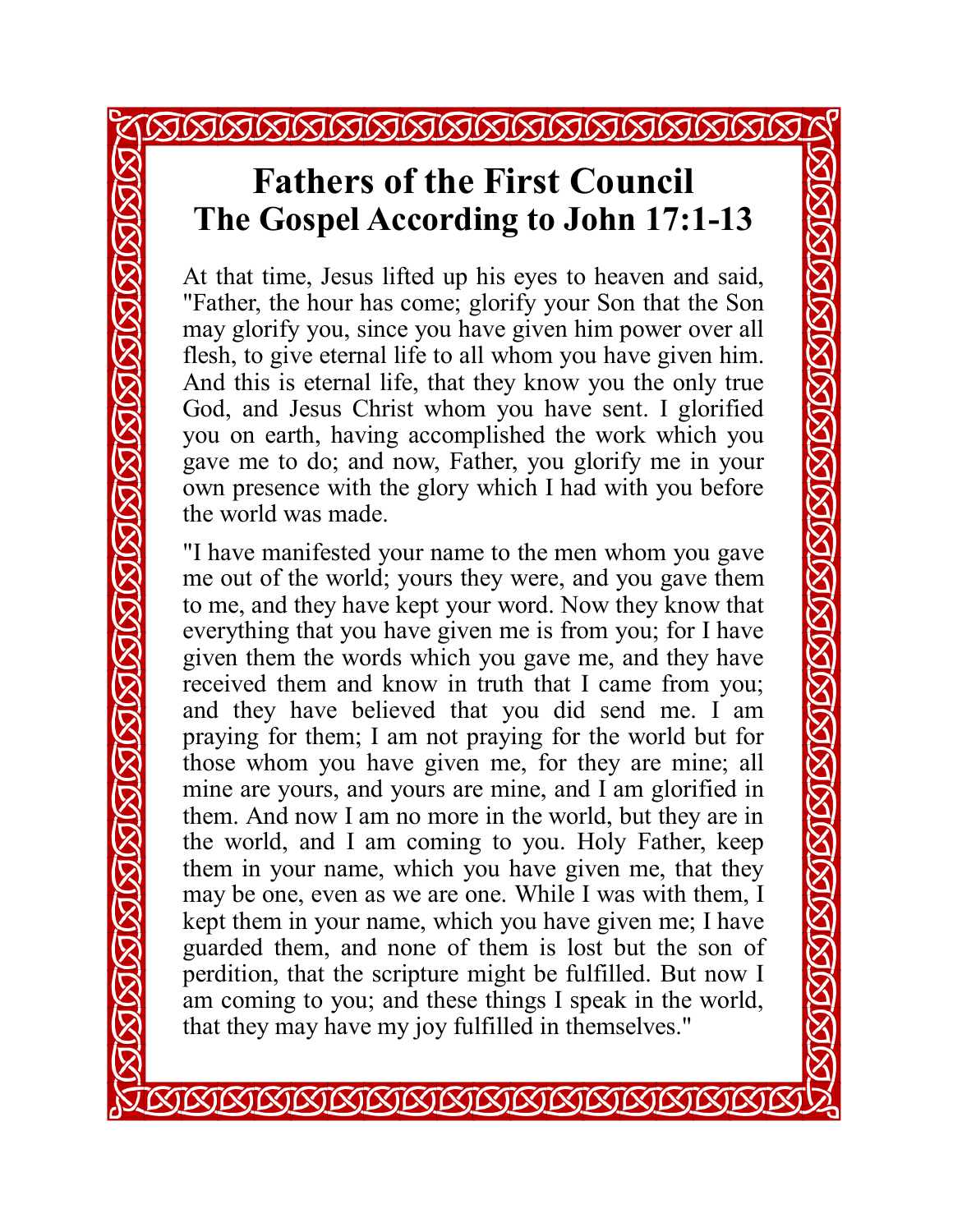# Fathers of the First Council
# The Gospel According to John 17:1-13

At that time, Jesus lifted up his eyes to heaven and said, "Father, the hour has come; glorify your Son that the Son may glorify you, since you have given him power over all flesh, to give eternal life to all whom you have given him. And this is eternal life, that they know you the only true God, and Jesus Christ whom you have sent. I glorified you on earth, having accomplished the work which you gave me to do; and now, Father, you glorify me in your own presence with the glory which I had with you before the world was made.

"I have manifested your name to the men whom you gave me out of the world; yours they were, and you gave them to me, and they have kept your word. Now they know that everything that you have given me is from you; for I have given them the words which you gave me, and they have received them and know in truth that I came from you; and they have believed that you did send me. I am praying for them; I am not praying for the world but for those whom you have given me, for they are mine; all mine are yours, and yours are mine, and I am glorified in them. And now I am no more in the world, but they are in the world, and I am coming to you. Holy Father, keep them in your name, which you have given me, that they may be one, even as we are one. While I was with them, I kept them in your name, which you have given me; I have guarded them, and none of them is lost but the son of perdition, that the scripture might be fulfilled. But now I am coming to you; and these things I speak in the world, that they may have my joy fulfilled in themselves."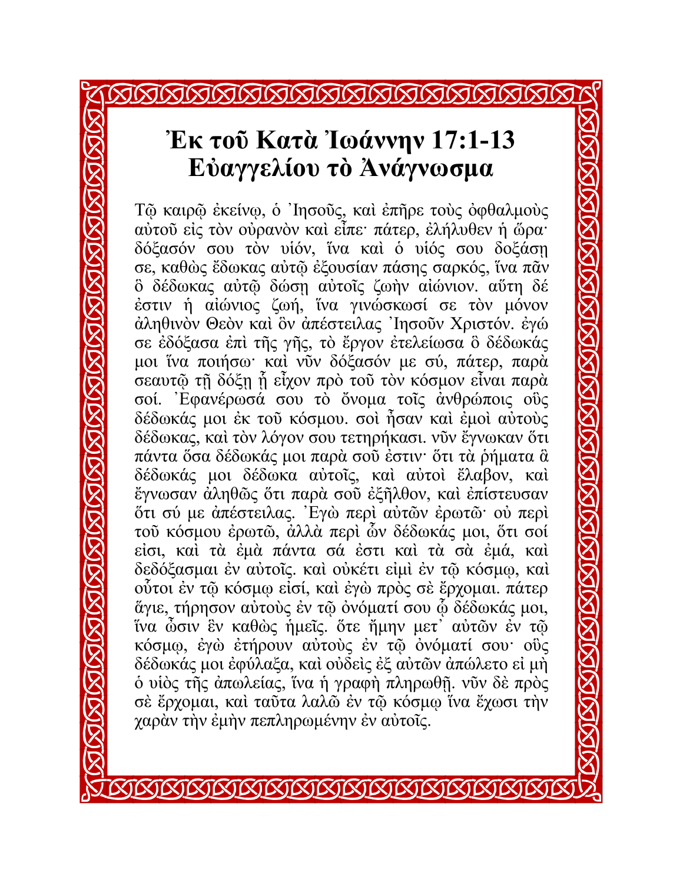# Ἐκ τοῦ Κατὰ Ἰωάννην 17:1-13 Εὐαγγελίου τὸ Ἀνάγνωσμα

Τῷ καιρῷ ἐκείνῳ, ὁ Ἰησοῦς, καὶ ἐπῆρε τοὺς ὀφθαλμοὺς αὐτοῦ εἰς τὸν οὐρανὸν καὶ εἶπε· πάτερ, ἐλήλυθεν ἡ ὥρα· δόξασόν σου τὸν υἱόν, ἵνα καὶ ὁ υἱός σου δοξάσῃ σε, καθὼς ἔδωκας αὐτῷ ἐξουσίαν πάσης σαρκός, ἵνα πᾶν ὃ δέδωκας αὐτῷ δώσῃ αὐτοῖς ζωὴν αἰώνιον. αὕτη δέ ἐστιν ἡ αἰώνιος ζωή, ἵνα γινώσκωσί σε τὸν μόνον ἀληθινὸν Θεὸν καὶ ὃν ἀπέστειλας Ἰησοῦν Χριστόν. ἐγώ σε ἐδόξασα ἐπὶ τῆς γῆς, τὸ ἔργον ἐτελείωσα ὃ δέδωκάς μοι ἵνα ποιήσω· καὶ νῦν δόξασόν με σύ, πάτερ, παρὰ σεαυτῷ τῇ δόξῃ ᾗ εἶχον πρὸ τοῦ τὸν κόσμον εἶναι παρὰ σοί. Ἐφανέρωσά σου τὸ ὄνομα τοῖς ἀνθρώποις οὓς δέδωκάς μοι ἐκ τοῦ κόσμου. σοὶ ἦσαν καὶ ἐμοὶ αὐτοὺς δέδωκας, καὶ τὸν λόγον σου τετηρήκασι. νῦν ἔγνωκαν ὅτι πάντα ὅσα δέδωκάς μοι παρὰ σοῦ ἐστιν· ὅτι τὰ ῥήματα ἃ δέδωκάς μοι δέδωκα αὐτοῖς, καὶ αὐτοὶ ἔλαβον, καὶ ἔγνωσαν ἀληθῶς ὅτι παρὰ σοῦ ἐξῆλθον, καὶ ἐπίστευσαν ὅτι σύ με ἀπέστειλας. Ἐγὼ περὶ αὐτῶν ἐρωτῶ· οὐ περὶ τοῦ κόσμου ἐρωτῶ, ἀλλὰ περὶ ὧν δέδωκάς μοι, ὅτι σοί εἰσι, καὶ τὰ ἐμὰ πάντα σά ἐστι καὶ τὰ σὰ ἐμά, καὶ δεδόξασμαι ἐν αὐτοῖς. καὶ οὐκέτι εἰμὶ ἐν τῷ κόσμῳ, καὶ οὗτοι ἐν τῷ κόσμῳ εἰσί, καὶ ἐγὼ πρὸς σὲ ἔρχομαι. πάτερ ἅγιε, τήρησον αὐτοὺς ἐν τῷ ὀνόματί σου ᾧ δέδωκάς μοι, ἵνα ὦσιν ἓν καθὼς ἡμεῖς. ὅτε ἤμην μετ᾽ αὐτῶν ἐν τῷ κόσμῳ, ἐγὼ ἐτήρουν αὐτοὺς ἐν τῷ ὀνόματί σου· οὓς δέδωκάς μοι ἐφύλαξα, καὶ οὐδεὶς ἐξ αὐτῶν ἀπώλετο εἰ μὴ ὁ υἱὸς τῆς ἀπωλείας, ἵνα ἡ γραφὴ πληρωθῇ. νῦν δὲ πρὸς σὲ ἔρχομαι, καὶ ταῦτα λαλῶ ἐν τῷ κόσμῳ ἵνα ἔχωσι τὴν χαρὰν τὴν ἐμὴν πεπληρωμένην ἐν αὐτοῖς.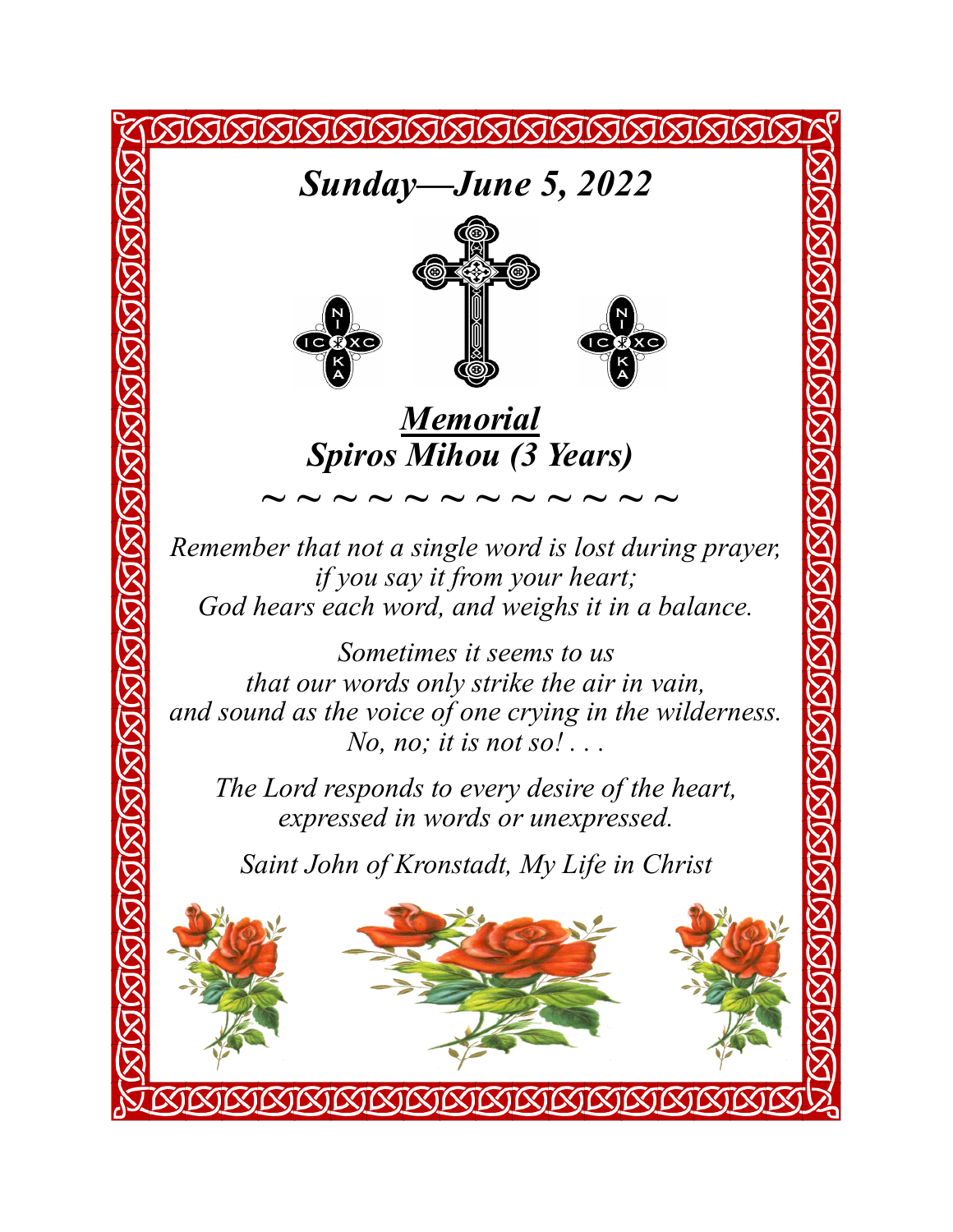# *Sunday—June 5, 2022*

NI KA IC XC

NI KA IC XC

## ***<u>Memorial</u>***
## ***Spiros Mihou (3 Years)***

~ ~ ~ ~ ~ ~ ~ ~ ~ ~ ~ ~ ~

*Remember that not a single word is lost during prayer,*
*if you say it from your heart;*
*God hears each word, and weighs it in a balance.*

*Sometimes it seems to us*
*that our words only strike the air in vain,*
*and sound as the voice of one crying in the wilderness.*
*No, no; it is not so! . . .*

*The Lord responds to every desire of the heart,*
*expressed in words or unexpressed.*

*Saint John of Kronstadt, My Life in Christ*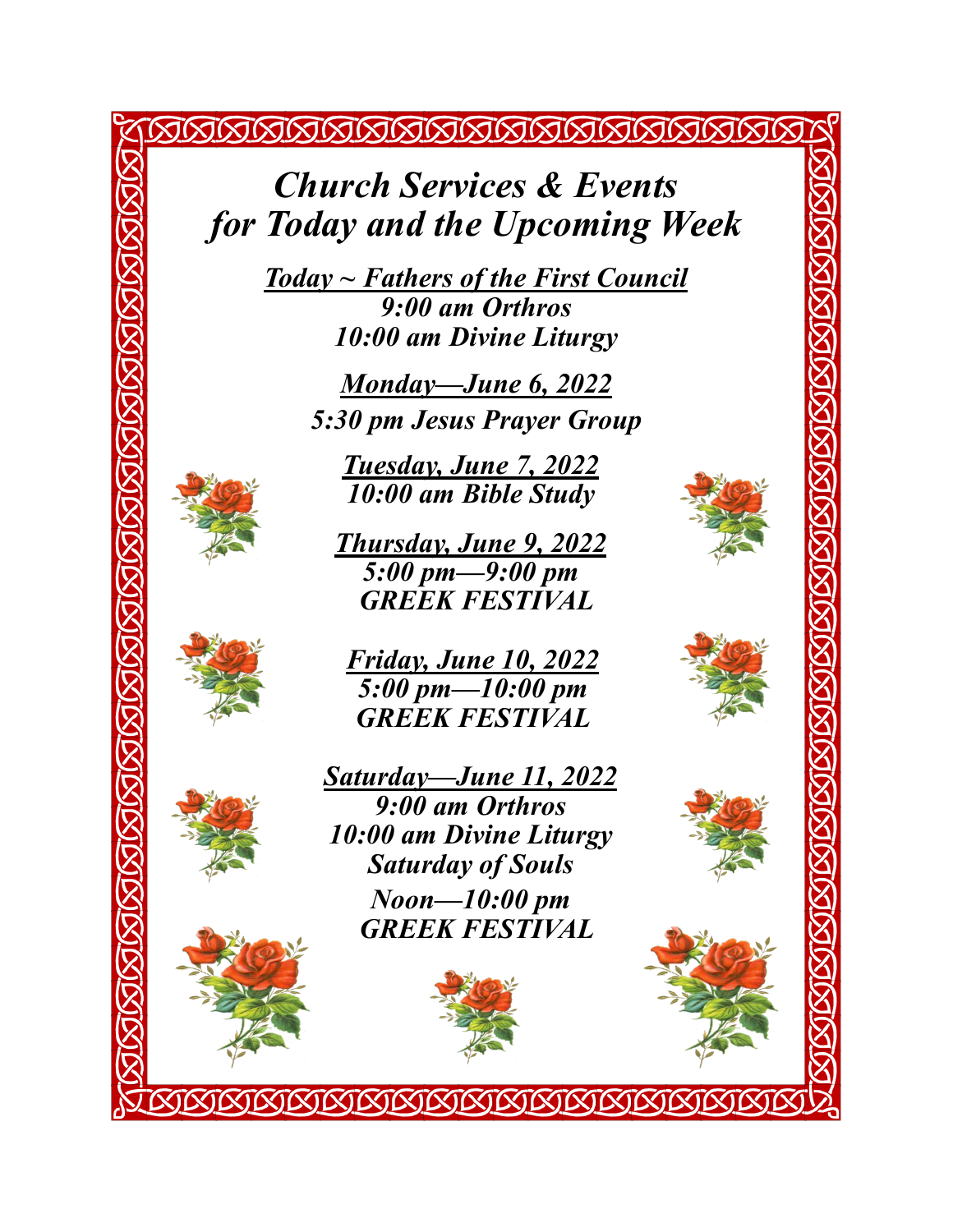# *Church Services & Events for Today and the Upcoming Week*

***Today ~ Fathers of the First Council***

***9:00 am Orthros***

***10:00 am Divine Liturgy***

***Monday—June 6, 2022***

***5:30 pm Jesus Prayer Group***

***Tuesday, June 7, 2022***

***10:00 am Bible Study***

***Thursday, June 9, 2022***

***5:00 pm—9:00 pm***

***GREEK FESTIVAL***

***Friday, June 10, 2022***

***5:00 pm—10:00 pm***

***GREEK FESTIVAL***

***Saturday—June 11, 2022***

***9:00 am Orthros***

***10:00 am Divine Liturgy***

***Saturday of Souls***

***Noon—10:00 pm***

***GREEK FESTIVAL***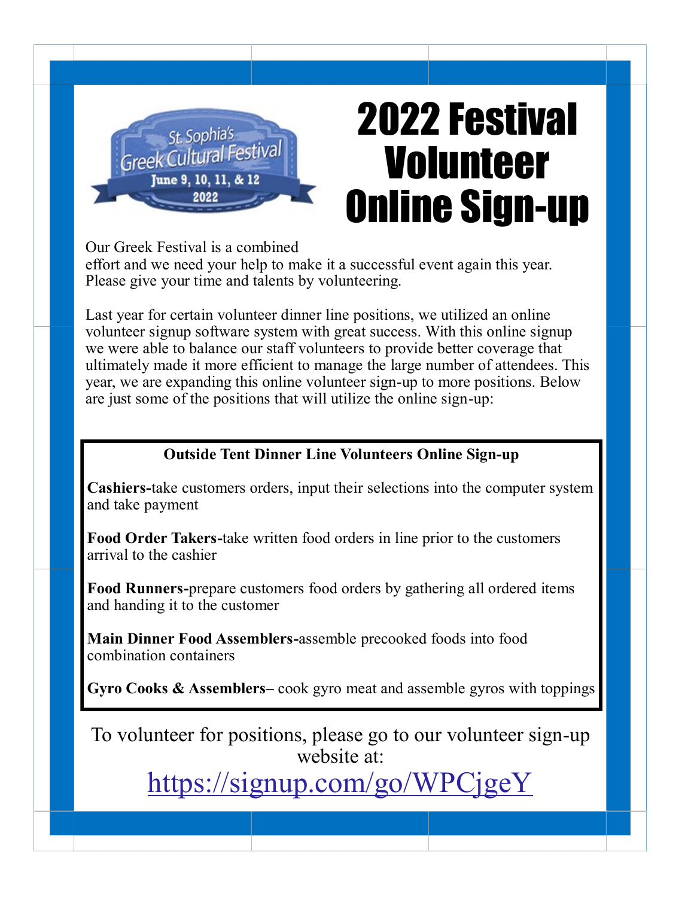St. Sophia's Greek Cultural Festival
June 9, 10, 11, & 12
2022

# 2022 Festival Volunteer Online Sign-up

Our Greek Festival is a combined effort and we need your help to make it a successful event again this year. Please give your time and talents by volunteering.

Last year for certain volunteer dinner line positions, we utilized an online volunteer signup software system with great success. With this online signup we were able to balance our staff volunteers to provide better coverage that ultimately made it more efficient to manage the large number of attendees. This year, we are expanding this online volunteer sign-up to more positions. Below are just some of the positions that will utilize the online sign-up:

**Outside Tent Dinner Line Volunteers Online Sign-up**

**Cashiers-**take customers orders, input their selections into the computer system and take payment

**Food Order Takers-**take written food orders in line prior to the customers arrival to the cashier

**Food Runners-**prepare customers food orders by gathering all ordered items and handing it to the customer

**Main Dinner Food Assemblers-**assemble precooked foods into food combination containers

**Gyro Cooks & Assemblers–** cook gyro meat and assemble gyros with toppings

To volunteer for positions, please go to our volunteer sign-up website at:

https://signup.com/go/WPCjgeY